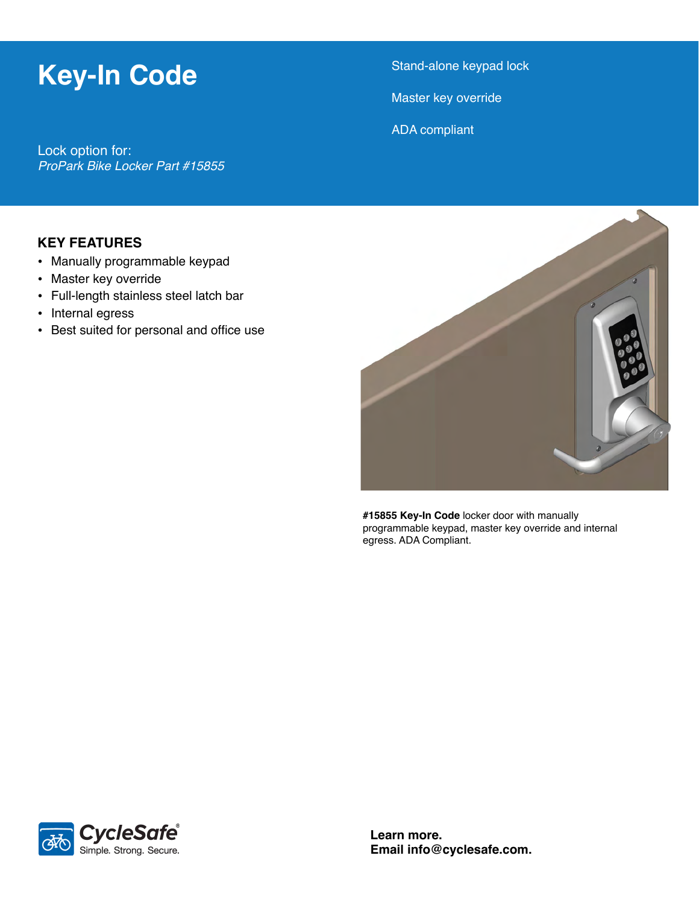# Key-In Code

Lock option for:
*ProPark Bike Locker Part #15855*

Stand-alone keypad lock

Master key override

ADA compliant

## KEY FEATURES

- Manually programmable keypad
- Master key override
- Full-length stainless steel latch bar
- Internal egress
- Best suited for personal and office use

**#15855 Key-In Code** locker door with manually programmable keypad, master key override and internal egress. ADA Compliant.

CycleSafe®
Simple. Strong. Secure.

**Learn more.**
**Email info@cyclesafe.com.**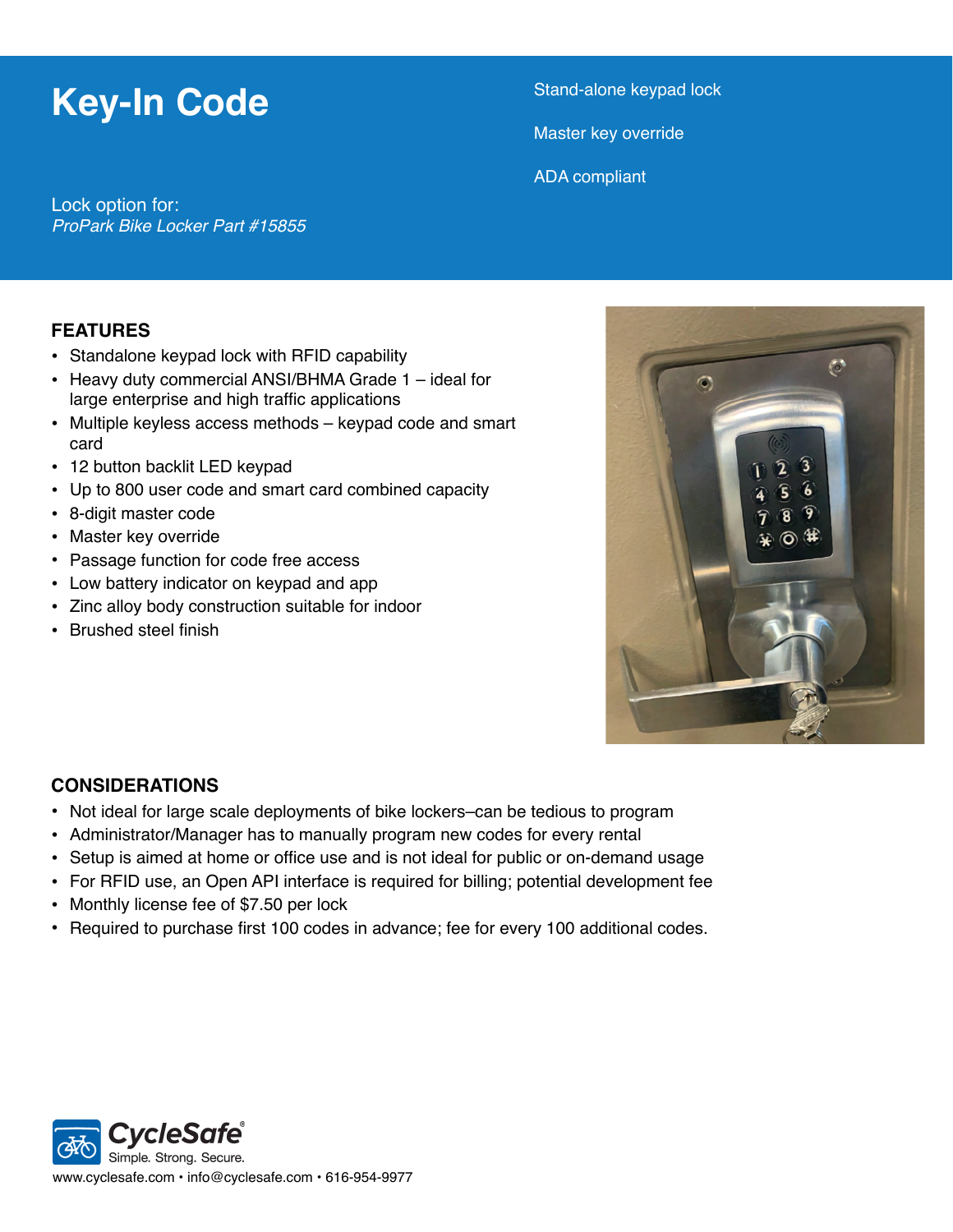# Key-In Code

Stand-alone keypad lock

Master key override

ADA compliant

Lock option for:
*ProPark Bike Locker Part #15855*

## FEATURES

- Standalone keypad lock with RFID capability
- Heavy duty commercial ANSI/BHMA Grade 1 – ideal for large enterprise and high traffic applications
- Multiple keyless access methods – keypad code and smart card
- 12 button backlit LED keypad
- Up to 800 user code and smart card combined capacity
- 8-digit master code
- Master key override
- Passage function for code free access
- Low battery indicator on keypad and app
- Zinc alloy body construction suitable for indoor
- Brushed steel finish

## CONSIDERATIONS

- Not ideal for large scale deployments of bike lockers–can be tedious to program
- Administrator/Manager has to manually program new codes for every rental
- Setup is aimed at home or office use and is not ideal for public or on-demand usage
- For RFID use, an Open API interface is required for billing; potential development fee
- Monthly license fee of $7.50 per lock
- Required to purchase first 100 codes in advance; fee for every 100 additional codes.

CycleSafe®
Simple. Strong. Secure.

www.cyclesafe.com • info@cyclesafe.com • 616-954-9977